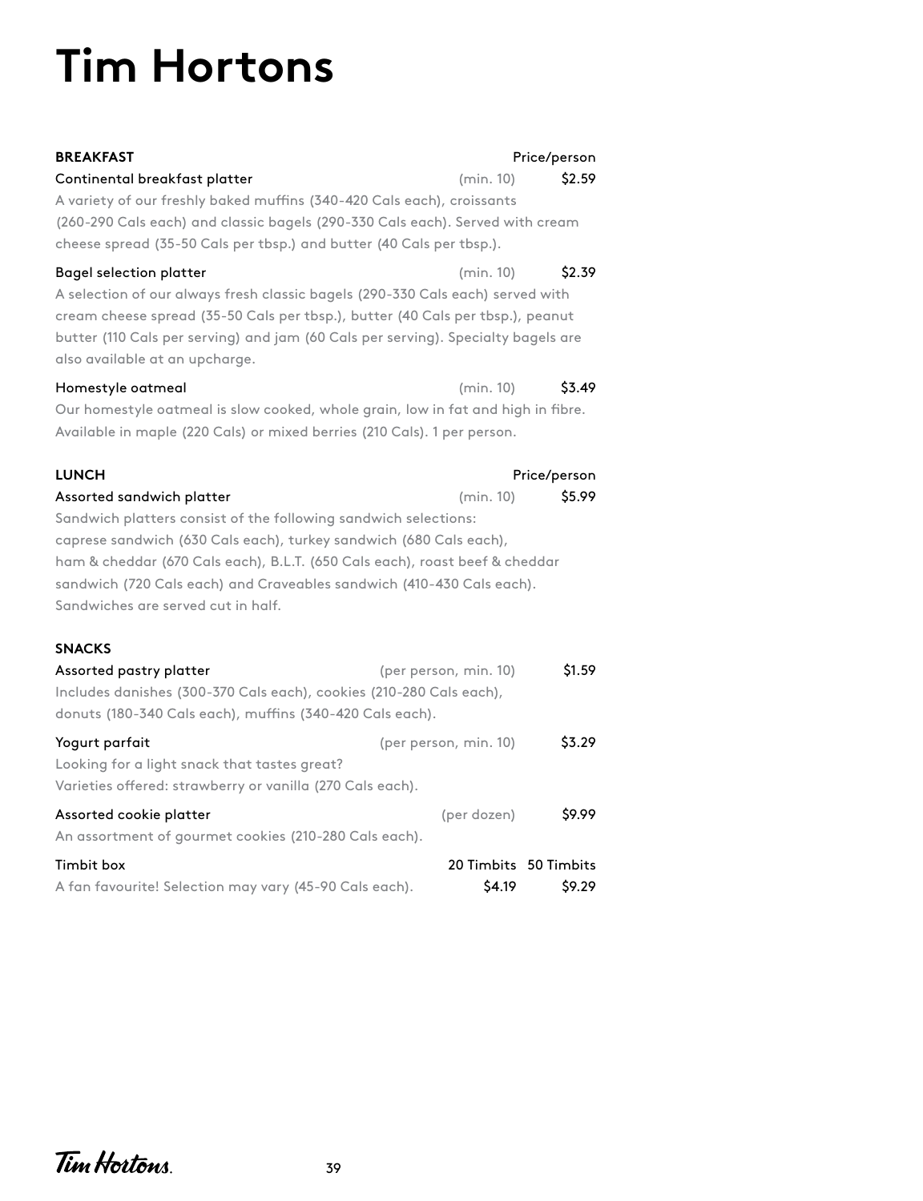# Tim Hortons

## BREAKFAST

Price/person

**Continental breakfast platter** (min. 10) $2.59

A variety of our freshly baked muffins (340-420 Cals each), croissants (260-290 Cals each) and classic bagels (290-330 Cals each). Served with cream cheese spread (35-50 Cals per tbsp.) and butter (40 Cals per tbsp.).

**Bagel selection platter** (min. 10) $2.39

A selection of our always fresh classic bagels (290-330 Cals each) served with cream cheese spread (35-50 Cals per tbsp.), butter (40 Cals per tbsp.), peanut butter (110 Cals per serving) and jam (60 Cals per serving). Specialty bagels are also available at an upcharge.

**Homestyle oatmeal** (min. 10) $3.49

Our homestyle oatmeal is slow cooked, whole grain, low in fat and high in fibre. Available in maple (220 Cals) or mixed berries (210 Cals). 1 per person.

## LUNCH

Price/person

**Assorted sandwich platter** (min. 10) $5.99

Sandwich platters consist of the following sandwich selections: caprese sandwich (630 Cals each), turkey sandwich (680 Cals each), ham & cheddar (670 Cals each), B.L.T. (650 Cals each), roast beef & cheddar sandwich (720 Cals each) and Craveables sandwich (410-430 Cals each). Sandwiches are served cut in half.

## SNACKS

**Assorted pastry platter** (per person, min. 10) $1.59

Includes danishes (300-370 Cals each), cookies (210-280 Cals each), donuts (180-340 Cals each), muffins (340-420 Cals each).

**Yogurt parfait** (per person, min. 10) $3.29

Looking for a light snack that tastes great?
Varieties offered: strawberry or vanilla (270 Cals each).

**Assorted cookie platter** (per dozen) $9.99

An assortment of gourmet cookies (210-280 Cals each).

**Timbit box** 20 Timbits $4.19 | 50 Timbits $9.29

A fan favourite! Selection may vary (45-90 Cals each).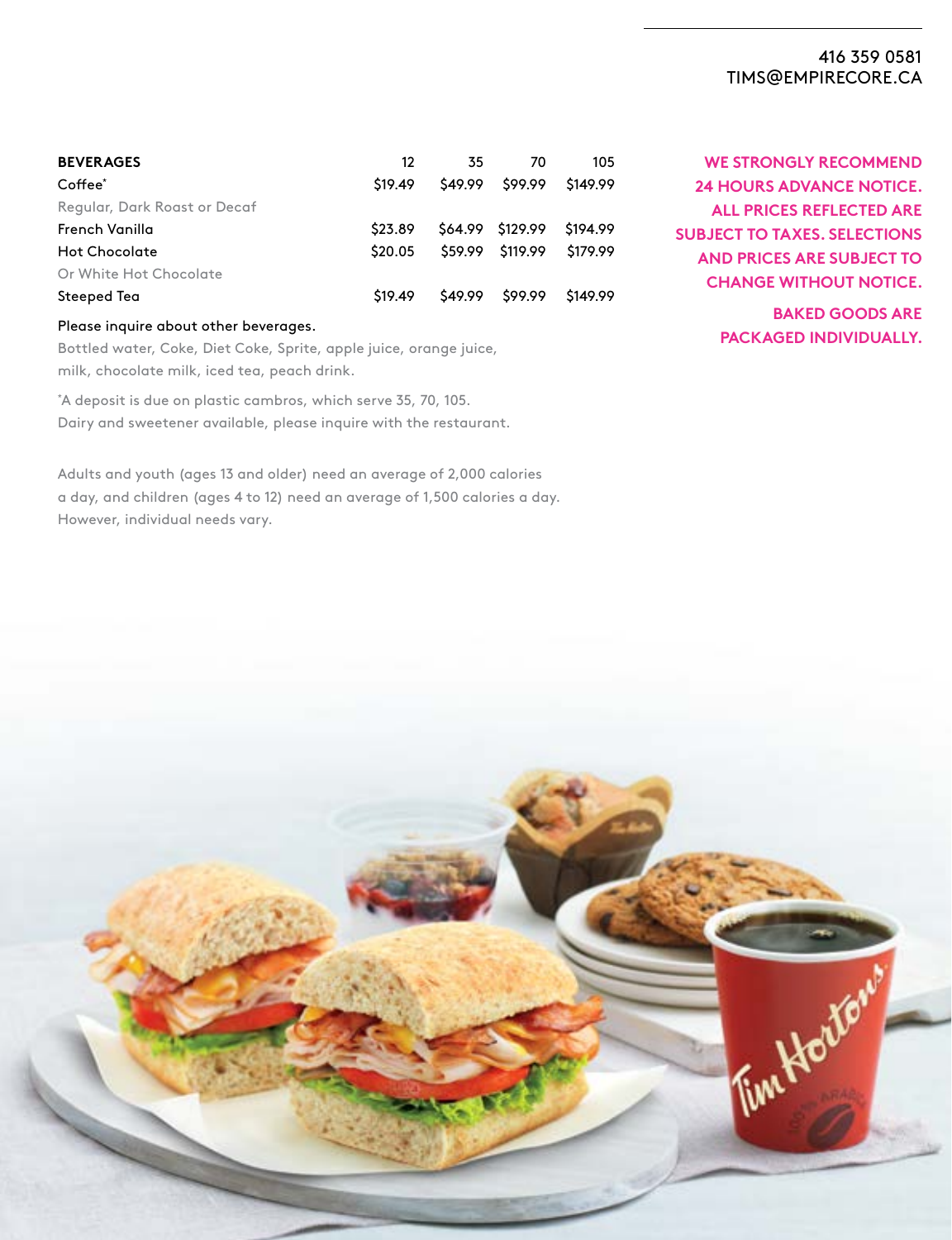416 359 0581
TIMS@EMPIRECORE.CA

| BEVERAGES | 12 | 35 | 70 | 105 |
|---|---|---|---|---|
| Coffee* | $19.49 | $49.99 | $99.99 | $149.99 |
| Regular, Dark Roast or Decaf | | | | |
| French Vanilla | $23.89 | $64.99 | $129.99 | $194.99 |
| Hot Chocolate | $20.05 | $59.99 | $119.99 | $179.99 |
| Or White Hot Chocolate | | | | |
| Steeped Tea | $19.49 | $49.99 | $99.99 | $149.99 |

Please inquire about other beverages.

Bottled water, Coke, Diet Coke, Sprite, apple juice, orange juice, milk, chocolate milk, iced tea, peach drink.

*A deposit is due on plastic cambros, which serve 35, 70, 105.
Dairy and sweetener available, please inquire with the restaurant.

Adults and youth (ages 13 and older) need an average of 2,000 calories a day, and children (ages 4 to 12) need an average of 1,500 calories a day. However, individual needs vary.

**WE STRONGLY RECOMMEND 24 HOURS ADVANCE NOTICE. ALL PRICES REFLECTED ARE SUBJECT TO TAXES. SELECTIONS AND PRICES ARE SUBJECT TO CHANGE WITHOUT NOTICE.**

**BAKED GOODS ARE PACKAGED INDIVIDUALLY.**